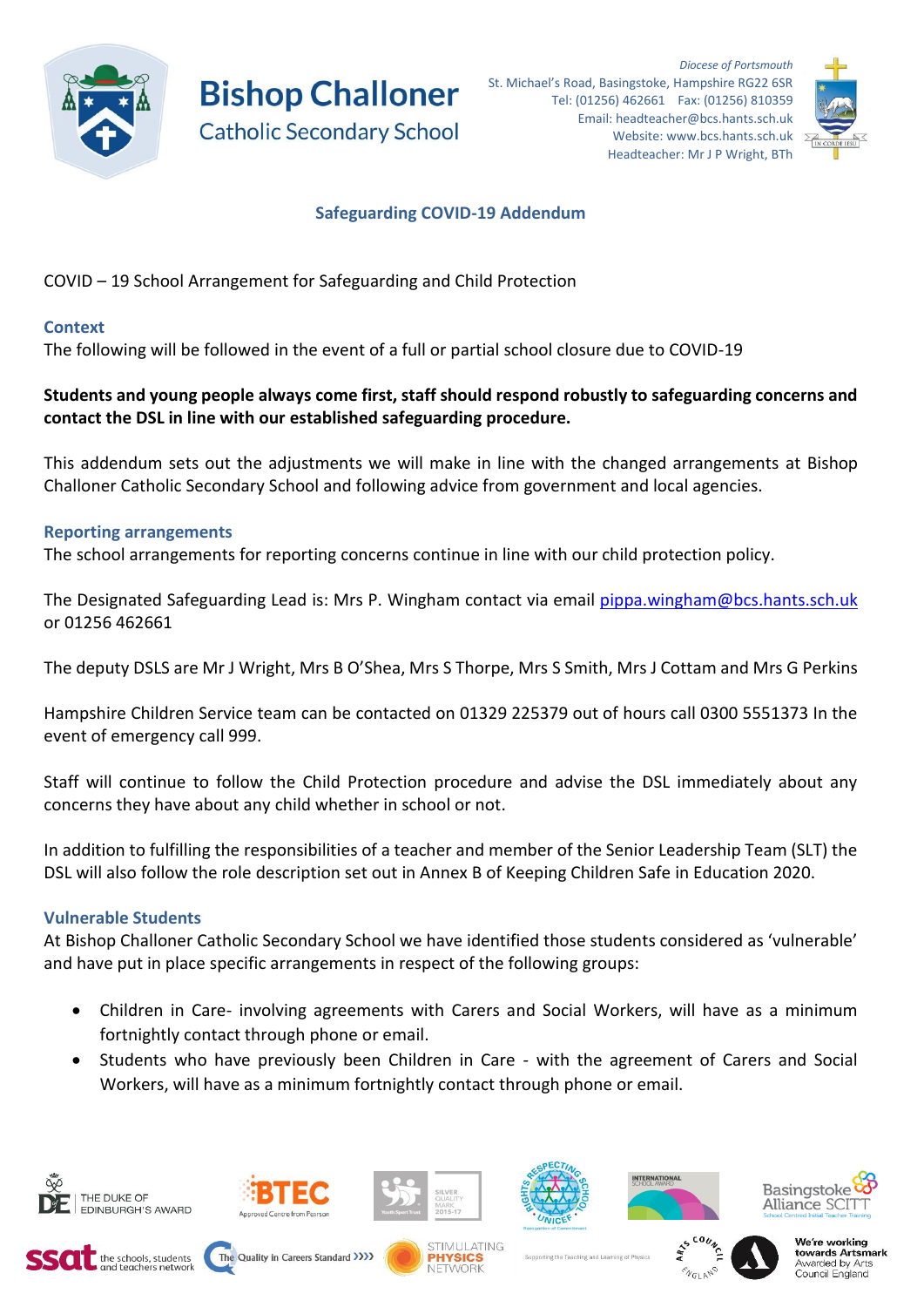# Bishop Challoner
Catholic Secondary School

*Diocese of Portsmouth*
St. Michael's Road, Basingstoke, Hampshire RG22 6SR
Tel: (01256) 462661 Fax: (01256) 810359
Email: headteacher@bcs.hants.sch.uk
Website: www.bcs.hants.sch.uk
Headteacher: Mr J P Wright, BTh

## Safeguarding COVID-19 Addendum

COVID – 19 School Arrangement for Safeguarding and Child Protection

### Context

The following will be followed in the event of a full or partial school closure due to COVID-19

**Students and young people always come first, staff should respond robustly to safeguarding concerns and contact the DSL in line with our established safeguarding procedure.**

This addendum sets out the adjustments we will make in line with the changed arrangements at Bishop Challoner Catholic Secondary School and following advice from government and local agencies.

### Reporting arrangements

The school arrangements for reporting concerns continue in line with our child protection policy.

The Designated Safeguarding Lead is: Mrs P. Wingham contact via email pippa.wingham@bcs.hants.sch.uk or 01256 462661

The deputy DSLS are Mr J Wright, Mrs B O'Shea, Mrs S Thorpe, Mrs S Smith, Mrs J Cottam and Mrs G Perkins

Hampshire Children Service team can be contacted on 01329 225379 out of hours call 0300 5551373 In the event of emergency call 999.

Staff will continue to follow the Child Protection procedure and advise the DSL immediately about any concerns they have about any child whether in school or not.

In addition to fulfilling the responsibilities of a teacher and member of the Senior Leadership Team (SLT) the DSL will also follow the role description set out in Annex B of Keeping Children Safe in Education 2020.

### Vulnerable Students

At Bishop Challoner Catholic Secondary School we have identified those students considered as 'vulnerable' and have put in place specific arrangements in respect of the following groups:

- Children in Care- involving agreements with Carers and Social Workers, will have as a minimum fortnightly contact through phone or email.
- Students who have previously been Children in Care - with the agreement of Carers and Social Workers, will have as a minimum fortnightly contact through phone or email.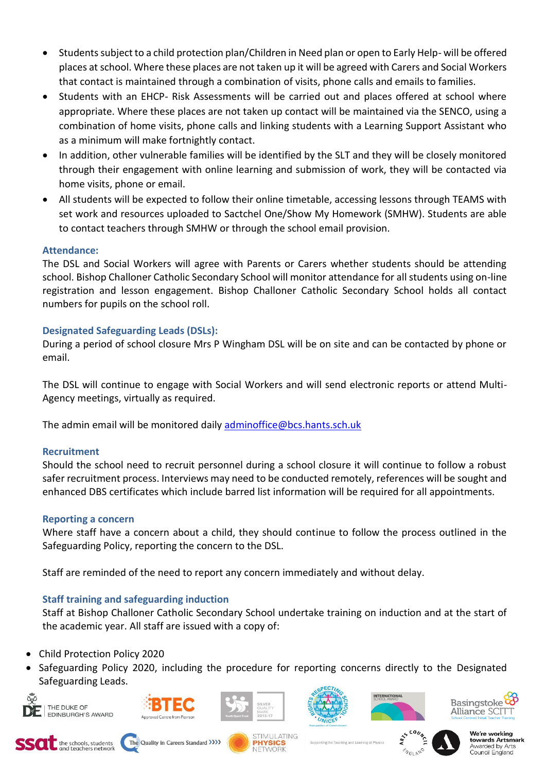- Students subject to a child protection plan/Children in Need plan or open to Early Help- will be offered places at school. Where these places are not taken up it will be agreed with Carers and Social Workers that contact is maintained through a combination of visits, phone calls and emails to families.
- Students with an EHCP- Risk Assessments will be carried out and places offered at school where appropriate. Where these places are not taken up contact will be maintained via the SENCO, using a combination of home visits, phone calls and linking students with a Learning Support Assistant who as a minimum will make fortnightly contact.
- In addition, other vulnerable families will be identified by the SLT and they will be closely monitored through their engagement with online learning and submission of work, they will be contacted via home visits, phone or email.
- All students will be expected to follow their online timetable, accessing lessons through TEAMS with set work and resources uploaded to Sactchel One/Show My Homework (SMHW). Students are able to contact teachers through SMHW or through the school email provision.

### Attendance:

The DSL and Social Workers will agree with Parents or Carers whether students should be attending school. Bishop Challoner Catholic Secondary School will monitor attendance for all students using on-line registration and lesson engagement. Bishop Challoner Catholic Secondary School holds all contact numbers for pupils on the school roll.

### Designated Safeguarding Leads (DSLs):

During a period of school closure Mrs P Wingham DSL will be on site and can be contacted by phone or email.

The DSL will continue to engage with Social Workers and will send electronic reports or attend Multi-Agency meetings, virtually as required.

The admin email will be monitored daily adminoffice@bcs.hants.sch.uk

### Recruitment

Should the school need to recruit personnel during a school closure it will continue to follow a robust safer recruitment process. Interviews may need to be conducted remotely, references will be sought and enhanced DBS certificates which include barred list information will be required for all appointments.

### Reporting a concern

Where staff have a concern about a child, they should continue to follow the process outlined in the Safeguarding Policy, reporting the concern to the DSL.

Staff are reminded of the need to report any concern immediately and without delay.

### Staff training and safeguarding induction

Staff at Bishop Challoner Catholic Secondary School undertake training on induction and at the start of the academic year. All staff are issued with a copy of:

- Child Protection Policy 2020
- Safeguarding Policy 2020, including the procedure for reporting concerns directly to the Designated Safeguarding Leads.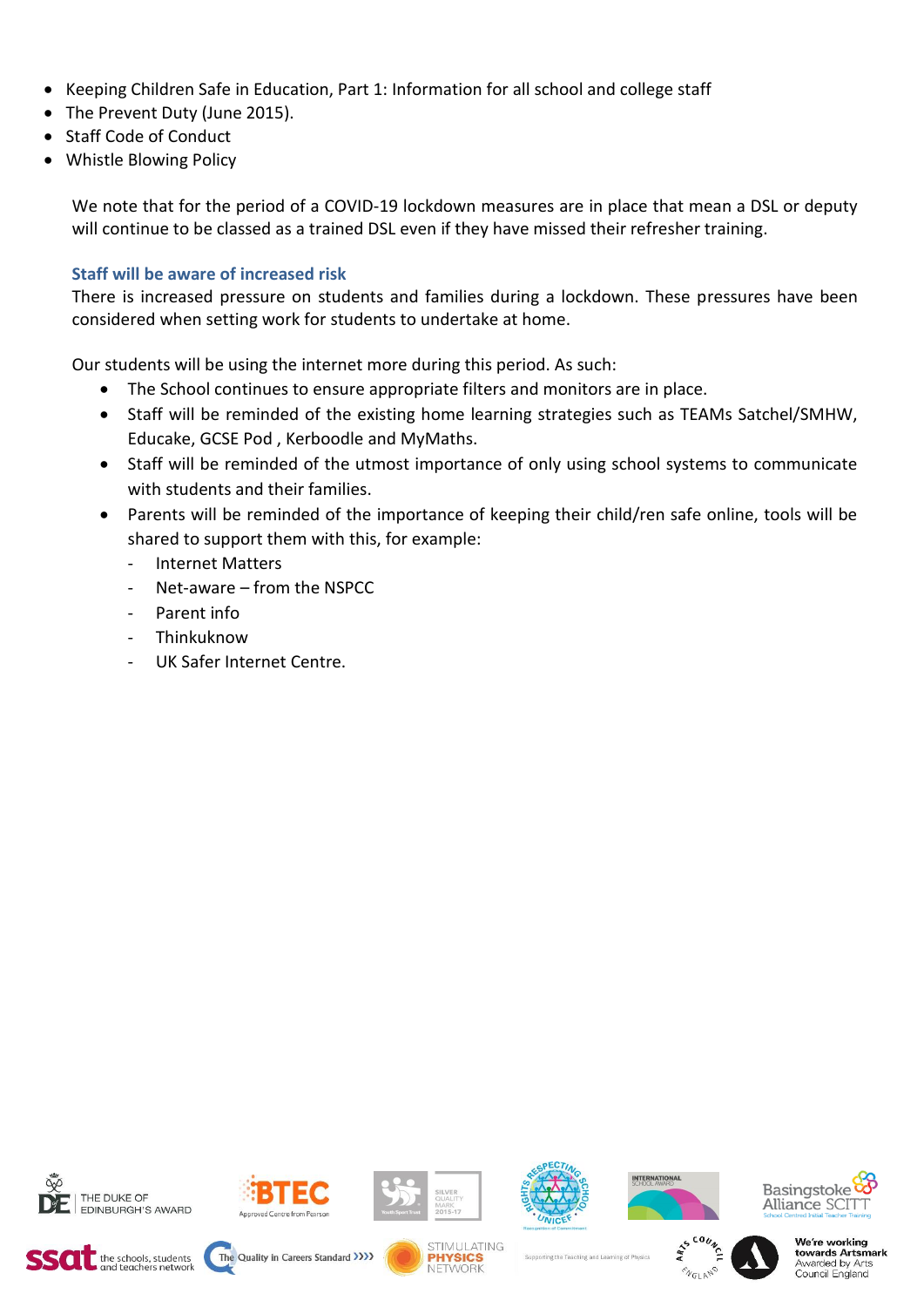- Keeping Children Safe in Education, Part 1: Information for all school and college staff
- The Prevent Duty (June 2015).
- Staff Code of Conduct
- Whistle Blowing Policy

We note that for the period of a COVID-19 lockdown measures are in place that mean a DSL or deputy will continue to be classed as a trained DSL even if they have missed their refresher training.

### Staff will be aware of increased risk

There is increased pressure on students and families during a lockdown. These pressures have been considered when setting work for students to undertake at home.

Our students will be using the internet more during this period. As such:

- The School continues to ensure appropriate filters and monitors are in place.
- Staff will be reminded of the existing home learning strategies such as TEAMs Satchel/SMHW, Educake, GCSE Pod , Kerboodle and MyMaths.
- Staff will be reminded of the utmost importance of only using school systems to communicate with students and their families.
- Parents will be reminded of the importance of keeping their child/ren safe online, tools will be shared to support them with this, for example:
  - Internet Matters
  - Net-aware – from the NSPCC
  - Parent info
  - Thinkuknow
  - UK Safer Internet Centre.